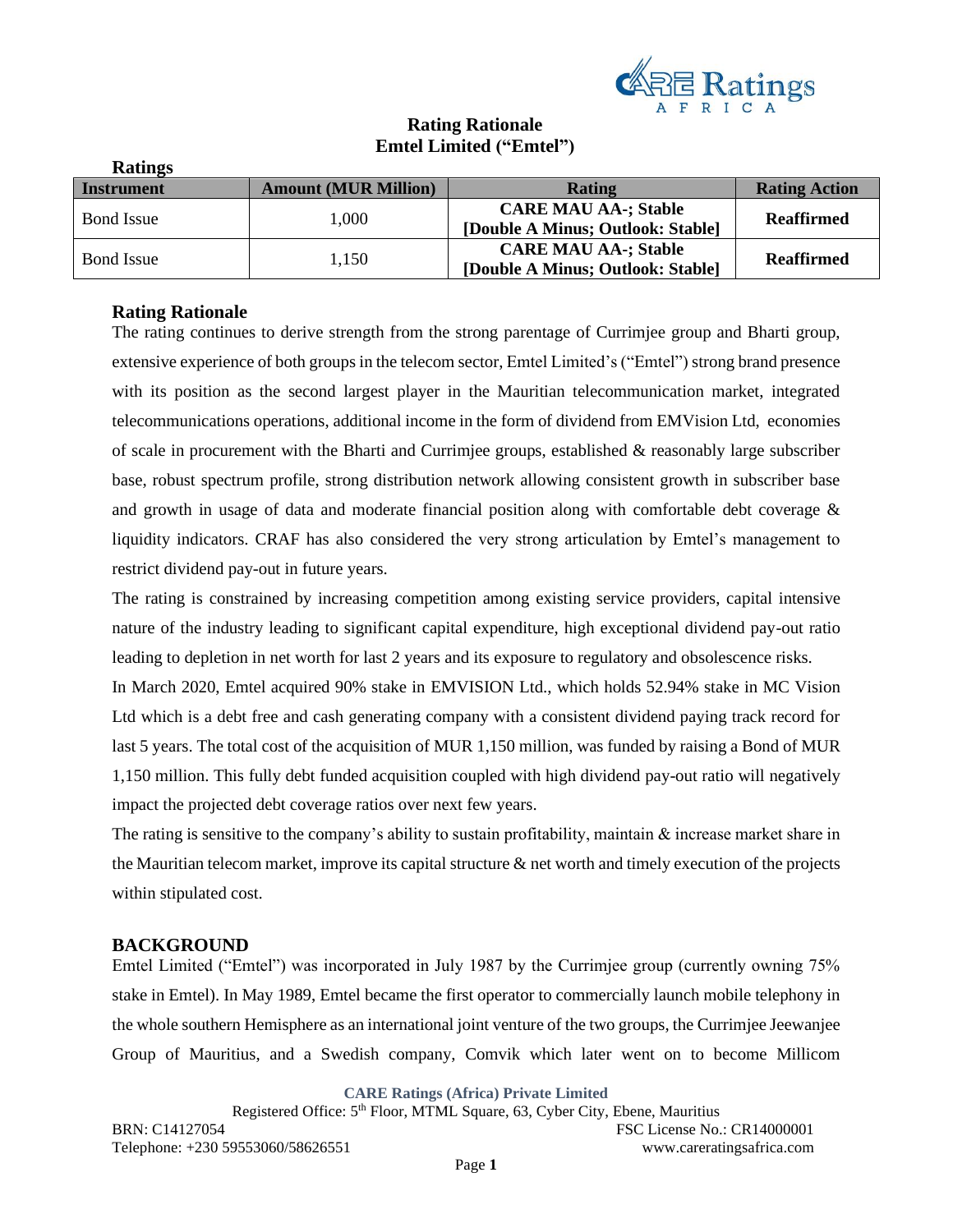# Rating Rationale
## Emtel Limited ("Emtel")

**Ratings**

| Instrument | Amount (MUR Million) | Rating | Rating Action |
|---|---|---|---|
| Bond Issue | 1,000 | **CARE MAU AA-; Stable [Double A Minus; Outlook: Stable]** | **Reaffirmed** |
| Bond Issue | 1,150 | **CARE MAU AA-; Stable [Double A Minus; Outlook: Stable]** | **Reaffirmed** |

### Rating Rationale

The rating continues to derive strength from the strong parentage of Currimjee group and Bharti group, extensive experience of both groups in the telecom sector, Emtel Limited's ("Emtel") strong brand presence with its position as the second largest player in the Mauritian telecommunication market, integrated telecommunications operations, additional income in the form of dividend from EMVision Ltd, economies of scale in procurement with the Bharti and Currimjee groups, established & reasonably large subscriber base, robust spectrum profile, strong distribution network allowing consistent growth in subscriber base and growth in usage of data and moderate financial position along with comfortable debt coverage & liquidity indicators. CRAF has also considered the very strong articulation by Emtel's management to restrict dividend pay-out in future years.

The rating is constrained by increasing competition among existing service providers, capital intensive nature of the industry leading to significant capital expenditure, high exceptional dividend pay-out ratio leading to depletion in net worth for last 2 years and its exposure to regulatory and obsolescence risks.

In March 2020, Emtel acquired 90% stake in EMVISION Ltd., which holds 52.94% stake in MC Vision Ltd which is a debt free and cash generating company with a consistent dividend paying track record for last 5 years. The total cost of the acquisition of MUR 1,150 million, was funded by raising a Bond of MUR 1,150 million. This fully debt funded acquisition coupled with high dividend pay-out ratio will negatively impact the projected debt coverage ratios over next few years.

The rating is sensitive to the company's ability to sustain profitability, maintain & increase market share in the Mauritian telecom market, improve its capital structure & net worth and timely execution of the projects within stipulated cost.

### BACKGROUND

Emtel Limited ("Emtel") was incorporated in July 1987 by the Currimjee group (currently owning 75% stake in Emtel). In May 1989, Emtel became the first operator to commercially launch mobile telephony in the whole southern Hemisphere as an international joint venture of the two groups, the Currimjee Jeewanjee Group of Mauritius, and a Swedish company, Comvik which later went on to become Millicom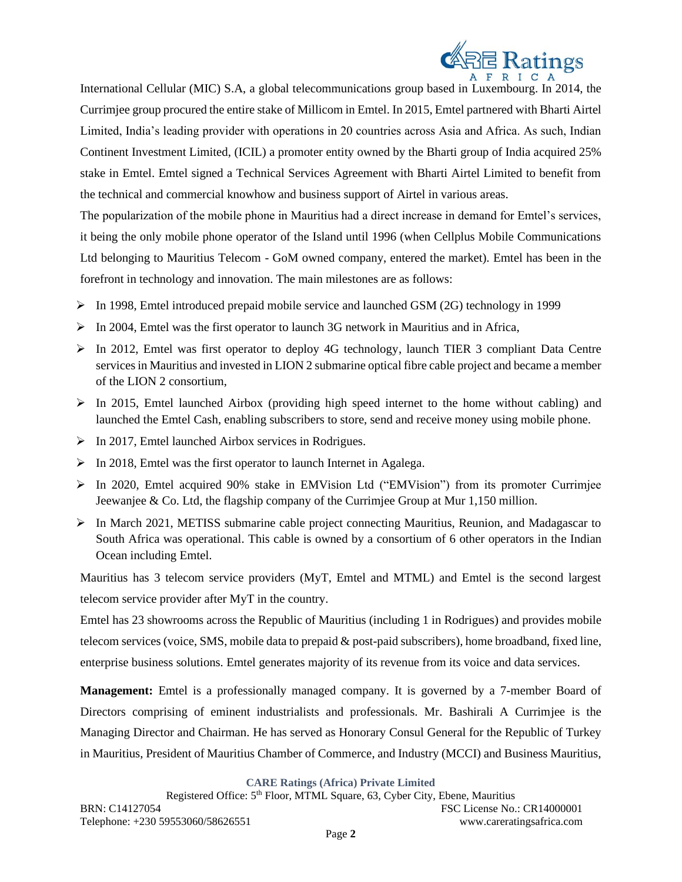International Cellular (MIC) S.A, a global telecommunications group based in Luxembourg. In 2014, the Currimjee group procured the entire stake of Millicom in Emtel. In 2015, Emtel partnered with Bharti Airtel Limited, India's leading provider with operations in 20 countries across Asia and Africa. As such, Indian Continent Investment Limited, (ICIL) a promoter entity owned by the Bharti group of India acquired 25% stake in Emtel. Emtel signed a Technical Services Agreement with Bharti Airtel Limited to benefit from the technical and commercial knowhow and business support of Airtel in various areas.

The popularization of the mobile phone in Mauritius had a direct increase in demand for Emtel's services, it being the only mobile phone operator of the Island until 1996 (when Cellplus Mobile Communications Ltd belonging to Mauritius Telecom - GoM owned company, entered the market). Emtel has been in the forefront in technology and innovation. The main milestones are as follows:

- In 1998, Emtel introduced prepaid mobile service and launched GSM (2G) technology in 1999
- In 2004, Emtel was the first operator to launch 3G network in Mauritius and in Africa,
- In 2012, Emtel was first operator to deploy 4G technology, launch TIER 3 compliant Data Centre services in Mauritius and invested in LION 2 submarine optical fibre cable project and became a member of the LION 2 consortium,
- In 2015, Emtel launched Airbox (providing high speed internet to the home without cabling) and launched the Emtel Cash, enabling subscribers to store, send and receive money using mobile phone.
- In 2017, Emtel launched Airbox services in Rodrigues.
- In 2018, Emtel was the first operator to launch Internet in Agalega.
- In 2020, Emtel acquired 90% stake in EMVision Ltd ("EMVision") from its promoter Currimjee Jeewanjee & Co. Ltd, the flagship company of the Currimjee Group at Mur 1,150 million.
- In March 2021, METISS submarine cable project connecting Mauritius, Reunion, and Madagascar to South Africa was operational. This cable is owned by a consortium of 6 other operators in the Indian Ocean including Emtel.

Mauritius has 3 telecom service providers (MyT, Emtel and MTML) and Emtel is the second largest telecom service provider after MyT in the country.

Emtel has 23 showrooms across the Republic of Mauritius (including 1 in Rodrigues) and provides mobile telecom services (voice, SMS, mobile data to prepaid & post-paid subscribers), home broadband, fixed line, enterprise business solutions. Emtel generates majority of its revenue from its voice and data services.

**Management:** Emtel is a professionally managed company. It is governed by a 7-member Board of Directors comprising of eminent industrialists and professionals. Mr. Bashirali A Currimjee is the Managing Director and Chairman. He has served as Honorary Consul General for the Republic of Turkey in Mauritius, President of Mauritius Chamber of Commerce, and Industry (MCCI) and Business Mauritius,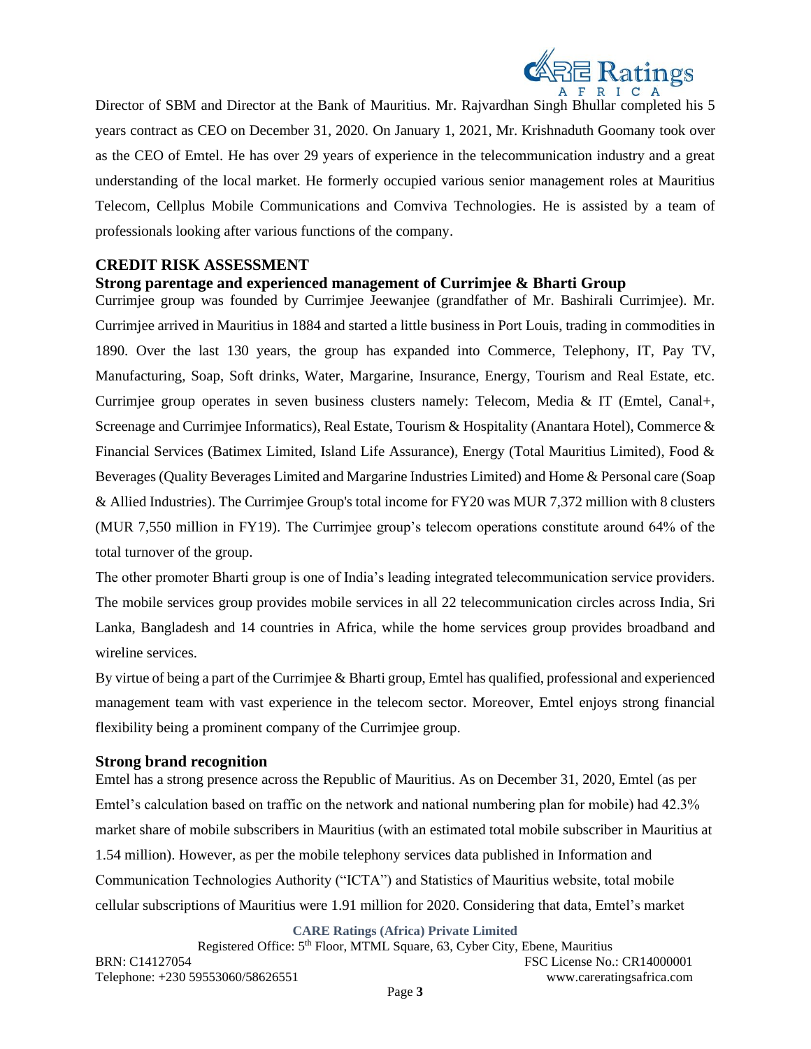Director of SBM and Director at the Bank of Mauritius. Mr. Rajvardhan Singh Bhullar completed his 5 years contract as CEO on December 31, 2020. On January 1, 2021, Mr. Krishnaduth Goomany took over as the CEO of Emtel. He has over 29 years of experience in the telecommunication industry and a great understanding of the local market. He formerly occupied various senior management roles at Mauritius Telecom, Cellplus Mobile Communications and Comviva Technologies. He is assisted by a team of professionals looking after various functions of the company.

## CREDIT RISK ASSESSMENT

### Strong parentage and experienced management of Currimjee & Bharti Group

Currimjee group was founded by Currimjee Jeewanjee (grandfather of Mr. Bashirali Currimjee). Mr. Currimjee arrived in Mauritius in 1884 and started a little business in Port Louis, trading in commodities in 1890. Over the last 130 years, the group has expanded into Commerce, Telephony, IT, Pay TV, Manufacturing, Soap, Soft drinks, Water, Margarine, Insurance, Energy, Tourism and Real Estate, etc. Currimjee group operates in seven business clusters namely: Telecom, Media & IT (Emtel, Canal+, Screenage and Currimjee Informatics), Real Estate, Tourism & Hospitality (Anantara Hotel), Commerce & Financial Services (Batimex Limited, Island Life Assurance), Energy (Total Mauritius Limited), Food & Beverages (Quality Beverages Limited and Margarine Industries Limited) and Home & Personal care (Soap & Allied Industries). The Currimjee Group's total income for FY20 was MUR 7,372 million with 8 clusters (MUR 7,550 million in FY19). The Currimjee group's telecom operations constitute around 64% of the total turnover of the group.

The other promoter Bharti group is one of India's leading integrated telecommunication service providers. The mobile services group provides mobile services in all 22 telecommunication circles across India, Sri Lanka, Bangladesh and 14 countries in Africa, while the home services group provides broadband and wireline services.

By virtue of being a part of the Currimjee & Bharti group, Emtel has qualified, professional and experienced management team with vast experience in the telecom sector. Moreover, Emtel enjoys strong financial flexibility being a prominent company of the Currimjee group.

### Strong brand recognition

Emtel has a strong presence across the Republic of Mauritius. As on December 31, 2020, Emtel (as per Emtel's calculation based on traffic on the network and national numbering plan for mobile) had 42.3% market share of mobile subscribers in Mauritius (with an estimated total mobile subscriber in Mauritius at 1.54 million). However, as per the mobile telephony services data published in Information and Communication Technologies Authority ("ICTA") and Statistics of Mauritius website, total mobile cellular subscriptions of Mauritius were 1.91 million for 2020. Considering that data, Emtel's market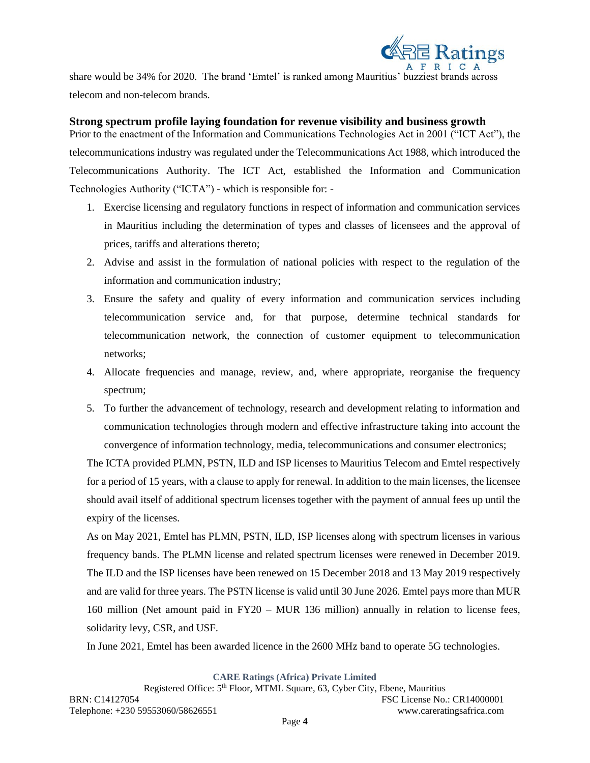share would be 34% for 2020. The brand 'Emtel' is ranked among Mauritius' buzziest brands across telecom and non-telecom brands.

### Strong spectrum profile laying foundation for revenue visibility and business growth

Prior to the enactment of the Information and Communications Technologies Act in 2001 ("ICT Act"), the telecommunications industry was regulated under the Telecommunications Act 1988, which introduced the Telecommunications Authority. The ICT Act, established the Information and Communication Technologies Authority ("ICTA") - which is responsible for: -

1. Exercise licensing and regulatory functions in respect of information and communication services in Mauritius including the determination of types and classes of licensees and the approval of prices, tariffs and alterations thereto;
2. Advise and assist in the formulation of national policies with respect to the regulation of the information and communication industry;
3. Ensure the safety and quality of every information and communication services including telecommunication service and, for that purpose, determine technical standards for telecommunication network, the connection of customer equipment to telecommunication networks;
4. Allocate frequencies and manage, review, and, where appropriate, reorganise the frequency spectrum;
5. To further the advancement of technology, research and development relating to information and communication technologies through modern and effective infrastructure taking into account the convergence of information technology, media, telecommunications and consumer electronics;

The ICTA provided PLMN, PSTN, ILD and ISP licenses to Mauritius Telecom and Emtel respectively for a period of 15 years, with a clause to apply for renewal. In addition to the main licenses, the licensee should avail itself of additional spectrum licenses together with the payment of annual fees up until the expiry of the licenses.

As on May 2021, Emtel has PLMN, PSTN, ILD, ISP licenses along with spectrum licenses in various frequency bands. The PLMN license and related spectrum licenses were renewed in December 2019. The ILD and the ISP licenses have been renewed on 15 December 2018 and 13 May 2019 respectively and are valid for three years. The PSTN license is valid until 30 June 2026. Emtel pays more than MUR 160 million (Net amount paid in FY20 – MUR 136 million) annually in relation to license fees, solidarity levy, CSR, and USF.

In June 2021, Emtel has been awarded licence in the 2600 MHz band to operate 5G technologies.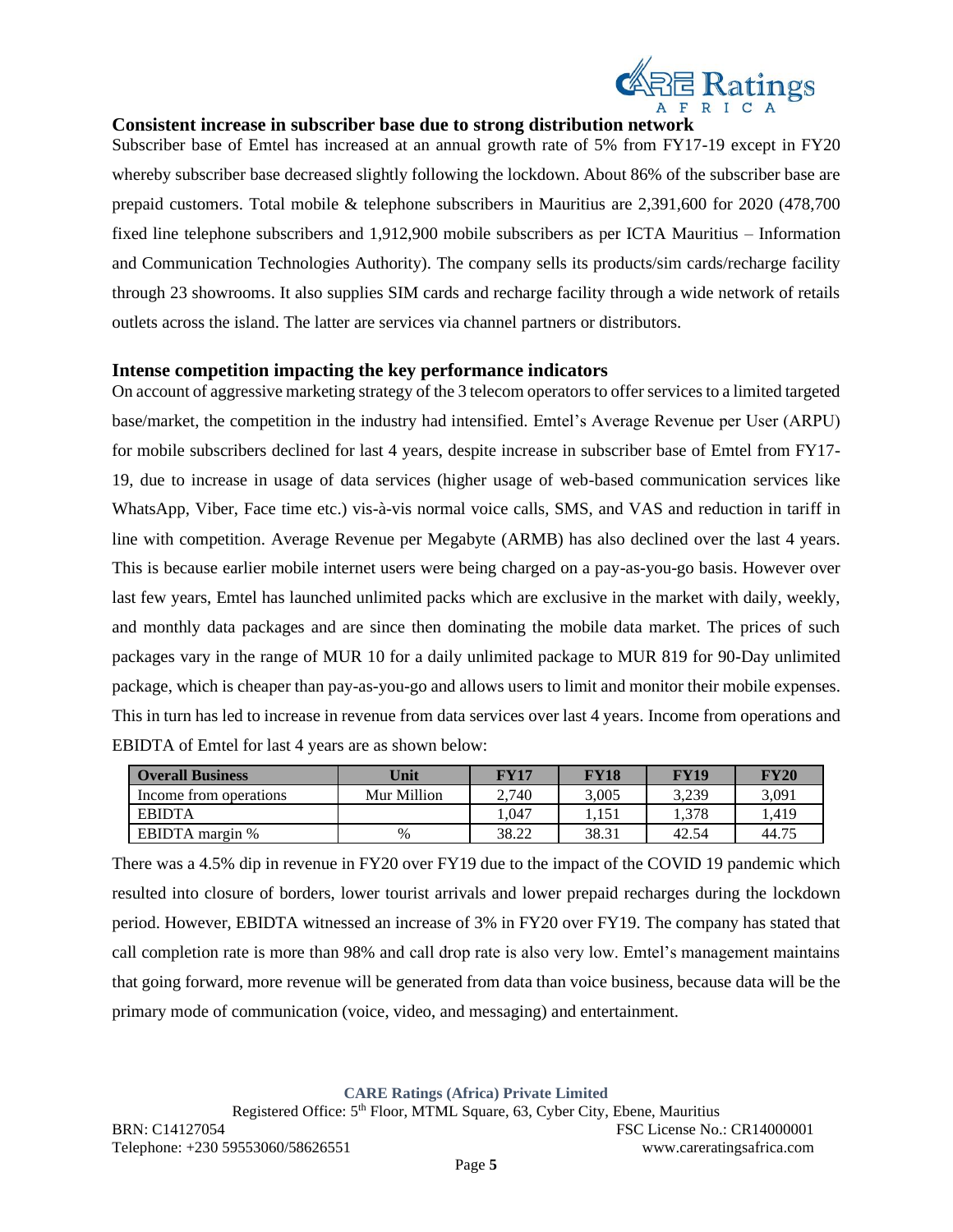### Consistent increase in subscriber base due to strong distribution network

Subscriber base of Emtel has increased at an annual growth rate of 5% from FY17-19 except in FY20 whereby subscriber base decreased slightly following the lockdown. About 86% of the subscriber base are prepaid customers. Total mobile & telephone subscribers in Mauritius are 2,391,600 for 2020 (478,700 fixed line telephone subscribers and 1,912,900 mobile subscribers as per ICTA Mauritius – Information and Communication Technologies Authority). The company sells its products/sim cards/recharge facility through 23 showrooms. It also supplies SIM cards and recharge facility through a wide network of retails outlets across the island. The latter are services via channel partners or distributors.

### Intense competition impacting the key performance indicators

On account of aggressive marketing strategy of the 3 telecom operators to offer services to a limited targeted base/market, the competition in the industry had intensified. Emtel's Average Revenue per User (ARPU) for mobile subscribers declined for last 4 years, despite increase in subscriber base of Emtel from FY17-19, due to increase in usage of data services (higher usage of web-based communication services like WhatsApp, Viber, Face time etc.) vis-à-vis normal voice calls, SMS, and VAS and reduction in tariff in line with competition. Average Revenue per Megabyte (ARMB) has also declined over the last 4 years. This is because earlier mobile internet users were being charged on a pay-as-you-go basis. However over last few years, Emtel has launched unlimited packs which are exclusive in the market with daily, weekly, and monthly data packages and are since then dominating the mobile data market. The prices of such packages vary in the range of MUR 10 for a daily unlimited package to MUR 819 for 90-Day unlimited package, which is cheaper than pay-as-you-go and allows users to limit and monitor their mobile expenses. This in turn has led to increase in revenue from data services over last 4 years. Income from operations and EBIDTA of Emtel for last 4 years are as shown below:

| Overall Business | Unit | FY17 | FY18 | FY19 | FY20 |
|---|---|---|---|---|---|
| Income from operations | Mur Million | 2,740 | 3,005 | 3,239 | 3,091 |
| EBIDTA | | 1,047 | 1,151 | 1,378 | 1,419 |
| EBIDTA margin % | % | 38.22 | 38.31 | 42.54 | 44.75 |

There was a 4.5% dip in revenue in FY20 over FY19 due to the impact of the COVID 19 pandemic which resulted into closure of borders, lower tourist arrivals and lower prepaid recharges during the lockdown period. However, EBIDTA witnessed an increase of 3% in FY20 over FY19. The company has stated that call completion rate is more than 98% and call drop rate is also very low. Emtel's management maintains that going forward, more revenue will be generated from data than voice business, because data will be the primary mode of communication (voice, video, and messaging) and entertainment.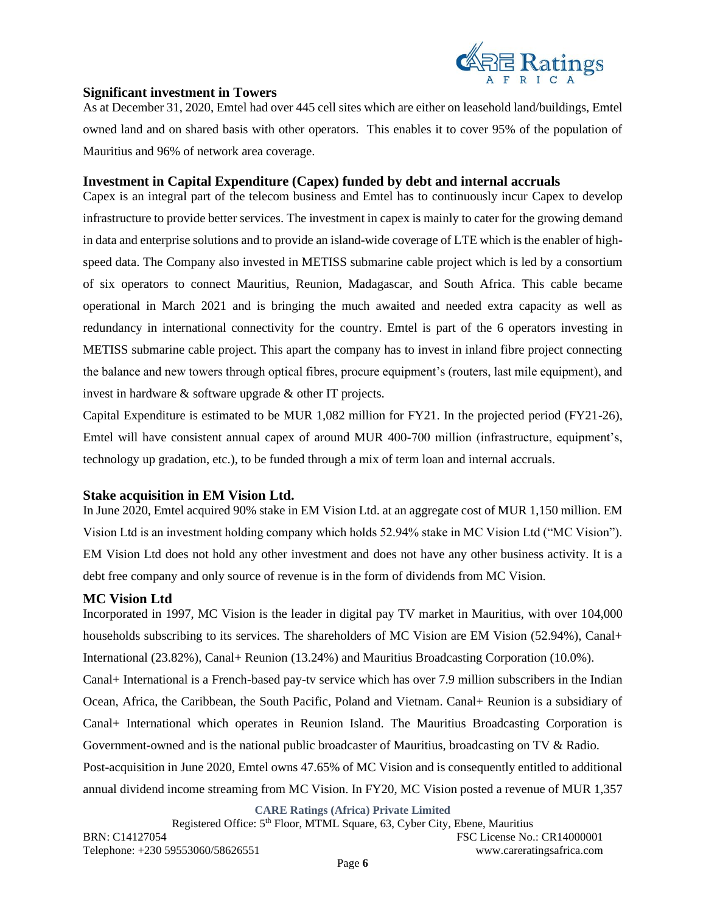### Significant investment in Towers

As at December 31, 2020, Emtel had over 445 cell sites which are either on leasehold land/buildings, Emtel owned land and on shared basis with other operators. This enables it to cover 95% of the population of Mauritius and 96% of network area coverage.

### Investment in Capital Expenditure (Capex) funded by debt and internal accruals

Capex is an integral part of the telecom business and Emtel has to continuously incur Capex to develop infrastructure to provide better services. The investment in capex is mainly to cater for the growing demand in data and enterprise solutions and to provide an island-wide coverage of LTE which is the enabler of high-speed data. The Company also invested in METISS submarine cable project which is led by a consortium of six operators to connect Mauritius, Reunion, Madagascar, and South Africa. This cable became operational in March 2021 and is bringing the much awaited and needed extra capacity as well as redundancy in international connectivity for the country. Emtel is part of the 6 operators investing in METISS submarine cable project. This apart the company has to invest in inland fibre project connecting the balance and new towers through optical fibres, procure equipment's (routers, last mile equipment), and invest in hardware & software upgrade & other IT projects.

Capital Expenditure is estimated to be MUR 1,082 million for FY21. In the projected period (FY21-26), Emtel will have consistent annual capex of around MUR 400-700 million (infrastructure, equipment's, technology up gradation, etc.), to be funded through a mix of term loan and internal accruals.

### Stake acquisition in EM Vision Ltd.

In June 2020, Emtel acquired 90% stake in EM Vision Ltd. at an aggregate cost of MUR 1,150 million. EM Vision Ltd is an investment holding company which holds 52.94% stake in MC Vision Ltd ("MC Vision"). EM Vision Ltd does not hold any other investment and does not have any other business activity. It is a debt free company and only source of revenue is in the form of dividends from MC Vision.

### MC Vision Ltd

Incorporated in 1997, MC Vision is the leader in digital pay TV market in Mauritius, with over 104,000 households subscribing to its services. The shareholders of MC Vision are EM Vision (52.94%), Canal+ International (23.82%), Canal+ Reunion (13.24%) and Mauritius Broadcasting Corporation (10.0%).

Canal+ International is a French-based pay-tv service which has over 7.9 million subscribers in the Indian Ocean, Africa, the Caribbean, the South Pacific, Poland and Vietnam. Canal+ Reunion is a subsidiary of Canal+ International which operates in Reunion Island. The Mauritius Broadcasting Corporation is Government-owned and is the national public broadcaster of Mauritius, broadcasting on TV & Radio.

Post-acquisition in June 2020, Emtel owns 47.65% of MC Vision and is consequently entitled to additional annual dividend income streaming from MC Vision. In FY20, MC Vision posted a revenue of MUR 1,357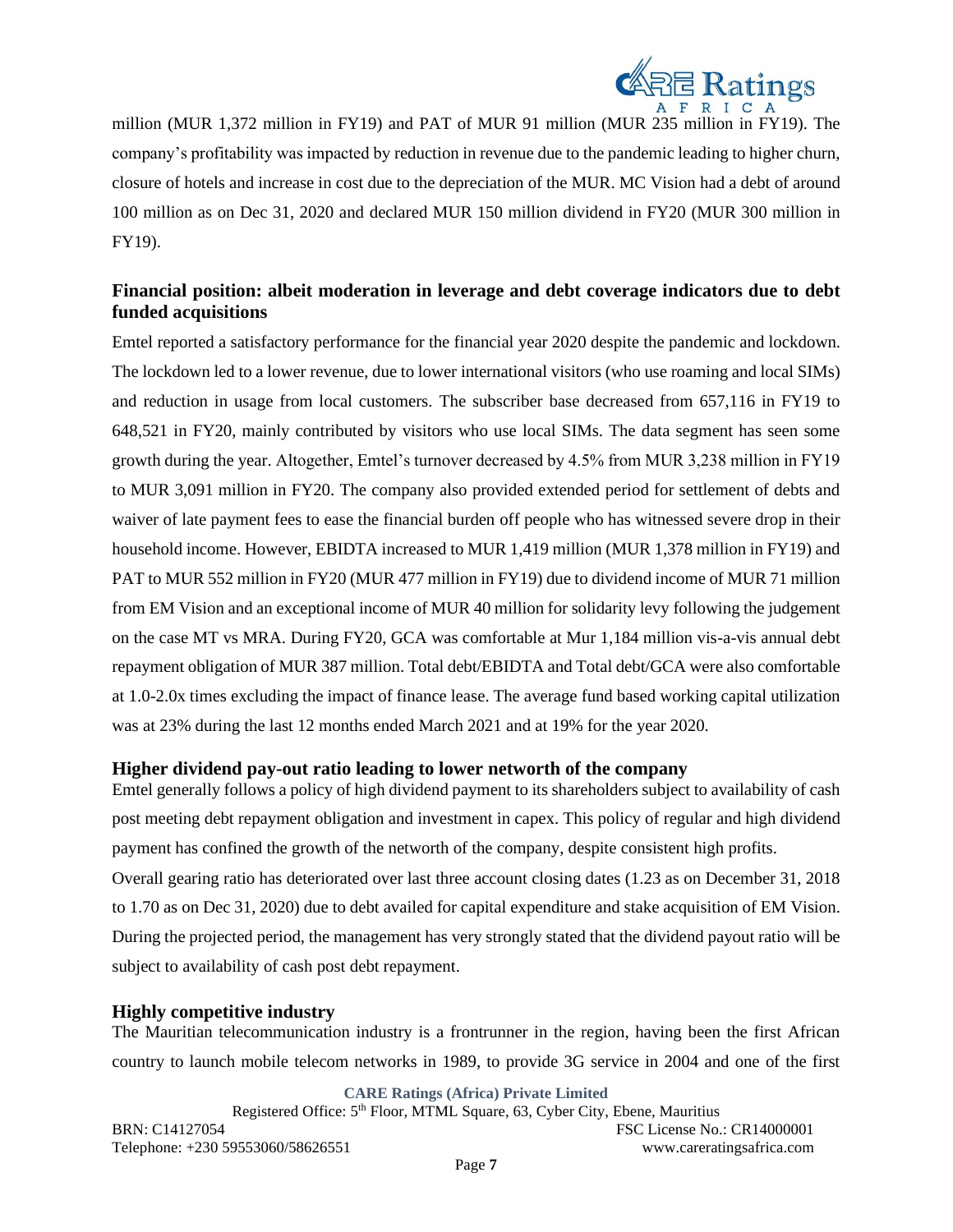million (MUR 1,372 million in FY19) and PAT of MUR 91 million (MUR 235 million in FY19). The company's profitability was impacted by reduction in revenue due to the pandemic leading to higher churn, closure of hotels and increase in cost due to the depreciation of the MUR. MC Vision had a debt of around 100 million as on Dec 31, 2020 and declared MUR 150 million dividend in FY20 (MUR 300 million in FY19).

### Financial position: albeit moderation in leverage and debt coverage indicators due to debt funded acquisitions

Emtel reported a satisfactory performance for the financial year 2020 despite the pandemic and lockdown. The lockdown led to a lower revenue, due to lower international visitors (who use roaming and local SIMs) and reduction in usage from local customers. The subscriber base decreased from 657,116 in FY19 to 648,521 in FY20, mainly contributed by visitors who use local SIMs. The data segment has seen some growth during the year. Altogether, Emtel's turnover decreased by 4.5% from MUR 3,238 million in FY19 to MUR 3,091 million in FY20. The company also provided extended period for settlement of debts and waiver of late payment fees to ease the financial burden off people who has witnessed severe drop in their household income. However, EBIDTA increased to MUR 1,419 million (MUR 1,378 million in FY19) and PAT to MUR 552 million in FY20 (MUR 477 million in FY19) due to dividend income of MUR 71 million from EM Vision and an exceptional income of MUR 40 million for solidarity levy following the judgement on the case MT vs MRA. During FY20, GCA was comfortable at Mur 1,184 million vis-a-vis annual debt repayment obligation of MUR 387 million. Total debt/EBIDTA and Total debt/GCA were also comfortable at 1.0-2.0x times excluding the impact of finance lease. The average fund based working capital utilization was at 23% during the last 12 months ended March 2021 and at 19% for the year 2020.

### Higher dividend pay-out ratio leading to lower networth of the company

Emtel generally follows a policy of high dividend payment to its shareholders subject to availability of cash post meeting debt repayment obligation and investment in capex. This policy of regular and high dividend payment has confined the growth of the networth of the company, despite consistent high profits.

Overall gearing ratio has deteriorated over last three account closing dates (1.23 as on December 31, 2018 to 1.70 as on Dec 31, 2020) due to debt availed for capital expenditure and stake acquisition of EM Vision. During the projected period, the management has very strongly stated that the dividend payout ratio will be subject to availability of cash post debt repayment.

### Highly competitive industry

The Mauritian telecommunication industry is a frontrunner in the region, having been the first African country to launch mobile telecom networks in 1989, to provide 3G service in 2004 and one of the first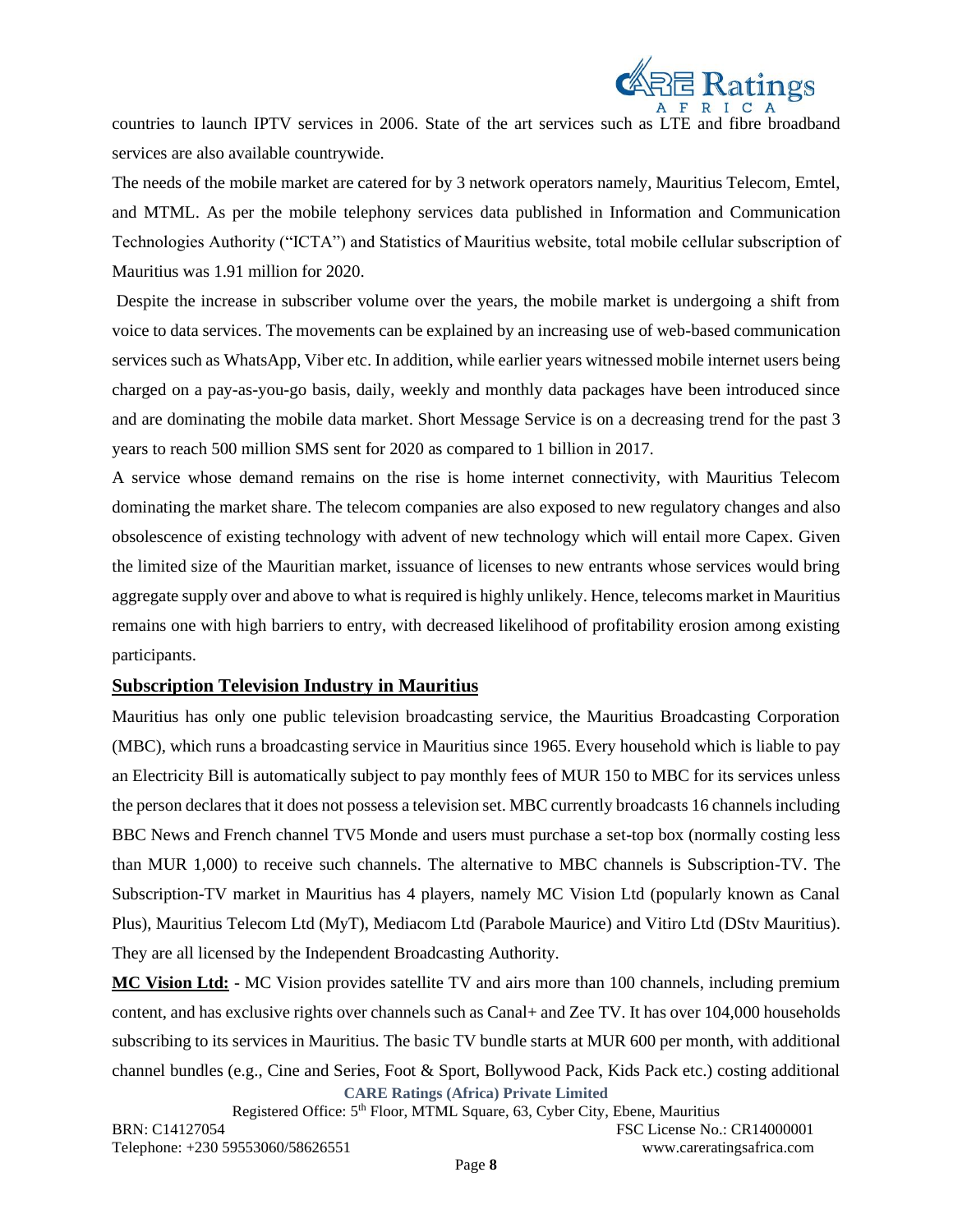countries to launch IPTV services in 2006. State of the art services such as LTE and fibre broadband services are also available countrywide.

The needs of the mobile market are catered for by 3 network operators namely, Mauritius Telecom, Emtel, and MTML. As per the mobile telephony services data published in Information and Communication Technologies Authority ("ICTA") and Statistics of Mauritius website, total mobile cellular subscription of Mauritius was 1.91 million for 2020.

Despite the increase in subscriber volume over the years, the mobile market is undergoing a shift from voice to data services. The movements can be explained by an increasing use of web-based communication services such as WhatsApp, Viber etc. In addition, while earlier years witnessed mobile internet users being charged on a pay-as-you-go basis, daily, weekly and monthly data packages have been introduced since and are dominating the mobile data market. Short Message Service is on a decreasing trend for the past 3 years to reach 500 million SMS sent for 2020 as compared to 1 billion in 2017.

A service whose demand remains on the rise is home internet connectivity, with Mauritius Telecom dominating the market share. The telecom companies are also exposed to new regulatory changes and also obsolescence of existing technology with advent of new technology which will entail more Capex. Given the limited size of the Mauritian market, issuance of licenses to new entrants whose services would bring aggregate supply over and above to what is required is highly unlikely. Hence, telecoms market in Mauritius remains one with high barriers to entry, with decreased likelihood of profitability erosion among existing participants.

## Subscription Television Industry in Mauritius

Mauritius has only one public television broadcasting service, the Mauritius Broadcasting Corporation (MBC), which runs a broadcasting service in Mauritius since 1965. Every household which is liable to pay an Electricity Bill is automatically subject to pay monthly fees of MUR 150 to MBC for its services unless the person declares that it does not possess a television set. MBC currently broadcasts 16 channels including BBC News and French channel TV5 Monde and users must purchase a set-top box (normally costing less than MUR 1,000) to receive such channels. The alternative to MBC channels is Subscription-TV. The Subscription-TV market in Mauritius has 4 players, namely MC Vision Ltd (popularly known as Canal Plus), Mauritius Telecom Ltd (MyT), Mediacom Ltd (Parabole Maurice) and Vitiro Ltd (DStv Mauritius). They are all licensed by the Independent Broadcasting Authority.

**MC Vision Ltd:** - MC Vision provides satellite TV and airs more than 100 channels, including premium content, and has exclusive rights over channels such as Canal+ and Zee TV. It has over 104,000 households subscribing to its services in Mauritius. The basic TV bundle starts at MUR 600 per month, with additional channel bundles (e.g., Cine and Series, Foot & Sport, Bollywood Pack, Kids Pack etc.) costing additional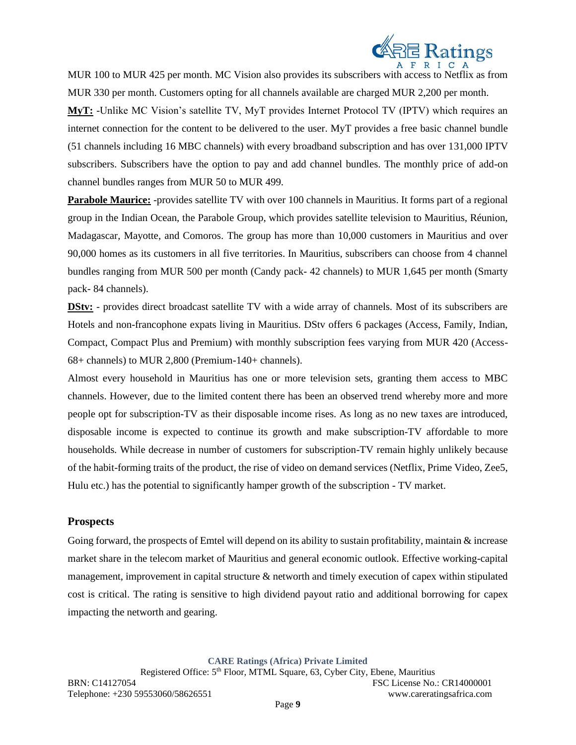MUR 100 to MUR 425 per month. MC Vision also provides its subscribers with access to Netflix as from MUR 330 per month. Customers opting for all channels available are charged MUR 2,200 per month.

**MyT:** -Unlike MC Vision's satellite TV, MyT provides Internet Protocol TV (IPTV) which requires an internet connection for the content to be delivered to the user. MyT provides a free basic channel bundle (51 channels including 16 MBC channels) with every broadband subscription and has over 131,000 IPTV subscribers. Subscribers have the option to pay and add channel bundles. The monthly price of add-on channel bundles ranges from MUR 50 to MUR 499.

**Parabole Maurice:** -provides satellite TV with over 100 channels in Mauritius. It forms part of a regional group in the Indian Ocean, the Parabole Group, which provides satellite television to Mauritius, Réunion, Madagascar, Mayotte, and Comoros. The group has more than 10,000 customers in Mauritius and over 90,000 homes as its customers in all five territories. In Mauritius, subscribers can choose from 4 channel bundles ranging from MUR 500 per month (Candy pack- 42 channels) to MUR 1,645 per month (Smarty pack- 84 channels).

**DStv:** - provides direct broadcast satellite TV with a wide array of channels. Most of its subscribers are Hotels and non-francophone expats living in Mauritius. DStv offers 6 packages (Access, Family, Indian, Compact, Compact Plus and Premium) with monthly subscription fees varying from MUR 420 (Access- 68+ channels) to MUR 2,800 (Premium-140+ channels).

Almost every household in Mauritius has one or more television sets, granting them access to MBC channels. However, due to the limited content there has been an observed trend whereby more and more people opt for subscription-TV as their disposable income rises. As long as no new taxes are introduced, disposable income is expected to continue its growth and make subscription-TV affordable to more households. While decrease in number of customers for subscription-TV remain highly unlikely because of the habit-forming traits of the product, the rise of video on demand services (Netflix, Prime Video, Zee5, Hulu etc.) has the potential to significantly hamper growth of the subscription - TV market.

## Prospects

Going forward, the prospects of Emtel will depend on its ability to sustain profitability, maintain & increase market share in the telecom market of Mauritius and general economic outlook. Effective working-capital management, improvement in capital structure & networth and timely execution of capex within stipulated cost is critical. The rating is sensitive to high dividend payout ratio and additional borrowing for capex impacting the networth and gearing.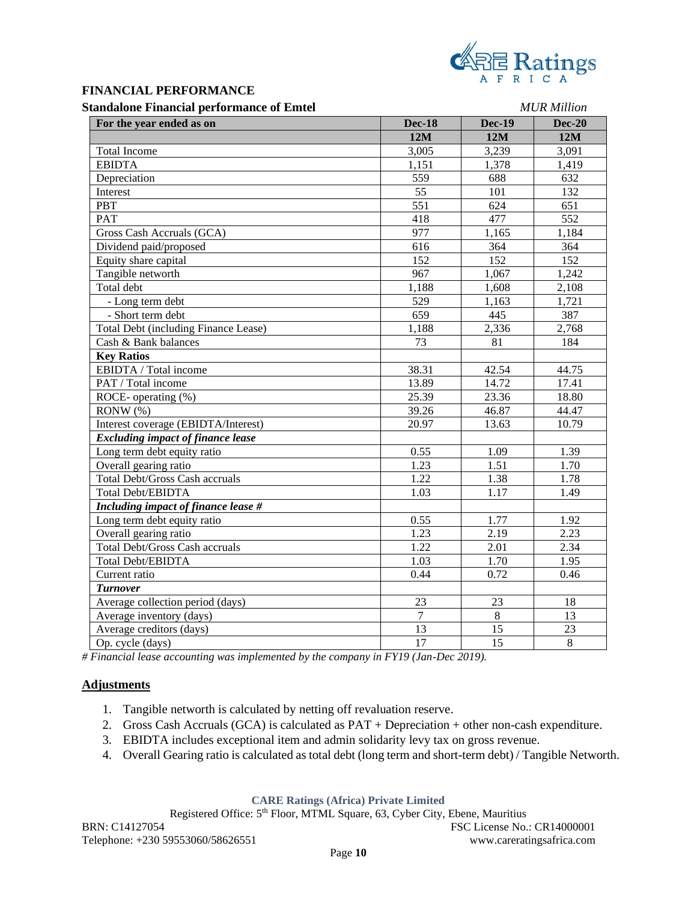**FINANCIAL PERFORMANCE**

**Standalone Financial performance of Emtel** *MUR Million*

| For the year ended as on | Dec-18 | Dec-19 | Dec-20 |
|---|---|---|---|
| | 12M | 12M | 12M |
| Total Income | 3,005 | 3,239 | 3,091 |
| EBIDTA | 1,151 | 1,378 | 1,419 |
| Depreciation | 559 | 688 | 632 |
| Interest | 55 | 101 | 132 |
| PBT | 551 | 624 | 651 |
| PAT | 418 | 477 | 552 |
| Gross Cash Accruals (GCA) | 977 | 1,165 | 1,184 |
| Dividend paid/proposed | 616 | 364 | 364 |
| Equity share capital | 152 | 152 | 152 |
| Tangible networth | 967 | 1,067 | 1,242 |
| Total debt | 1,188 | 1,608 | 2,108 |
| - Long term debt | 529 | 1,163 | 1,721 |
| - Short term debt | 659 | 445 | 387 |
| Total Debt (including Finance Lease) | 1,188 | 2,336 | 2,768 |
| Cash & Bank balances | 73 | 81 | 184 |
| **Key Ratios** | | | |
| EBIDTA / Total income | 38.31 | 42.54 | 44.75 |
| PAT / Total income | 13.89 | 14.72 | 17.41 |
| ROCE- operating (%) | 25.39 | 23.36 | 18.80 |
| RONW (%) | 39.26 | 46.87 | 44.47 |
| Interest coverage (EBIDTA/Interest) | 20.97 | 13.63 | 10.79 |
| ***Excluding impact of finance lease*** | | | |
| Long term debt equity ratio | 0.55 | 1.09 | 1.39 |
| Overall gearing ratio | 1.23 | 1.51 | 1.70 |
| Total Debt/Gross Cash accruals | 1.22 | 1.38 | 1.78 |
| Total Debt/EBIDTA | 1.03 | 1.17 | 1.49 |
| ***Including impact of finance lease #*** | | | |
| Long term debt equity ratio | 0.55 | 1.77 | 1.92 |
| Overall gearing ratio | 1.23 | 2.19 | 2.23 |
| Total Debt/Gross Cash accruals | 1.22 | 2.01 | 2.34 |
| Total Debt/EBIDTA | 1.03 | 1.70 | 1.95 |
| Current ratio | 0.44 | 0.72 | 0.46 |
| ***Turnover*** | | | |
| Average collection period (days) | 23 | 23 | 18 |
| Average inventory (days) | 7 | 8 | 13 |
| Average creditors (days) | 13 | 15 | 23 |
| Op. cycle (days) | 17 | 15 | 8 |

*# Financial lease accounting was implemented by the company in FY19 (Jan-Dec 2019).*

**Adjustments**

1. Tangible networth is calculated by netting off revaluation reserve.
2. Gross Cash Accruals (GCA) is calculated as PAT + Depreciation + other non-cash expenditure.
3. EBIDTA includes exceptional item and admin solidarity levy tax on gross revenue.
4. Overall Gearing ratio is calculated as total debt (long term and short-term debt) / Tangible Networth.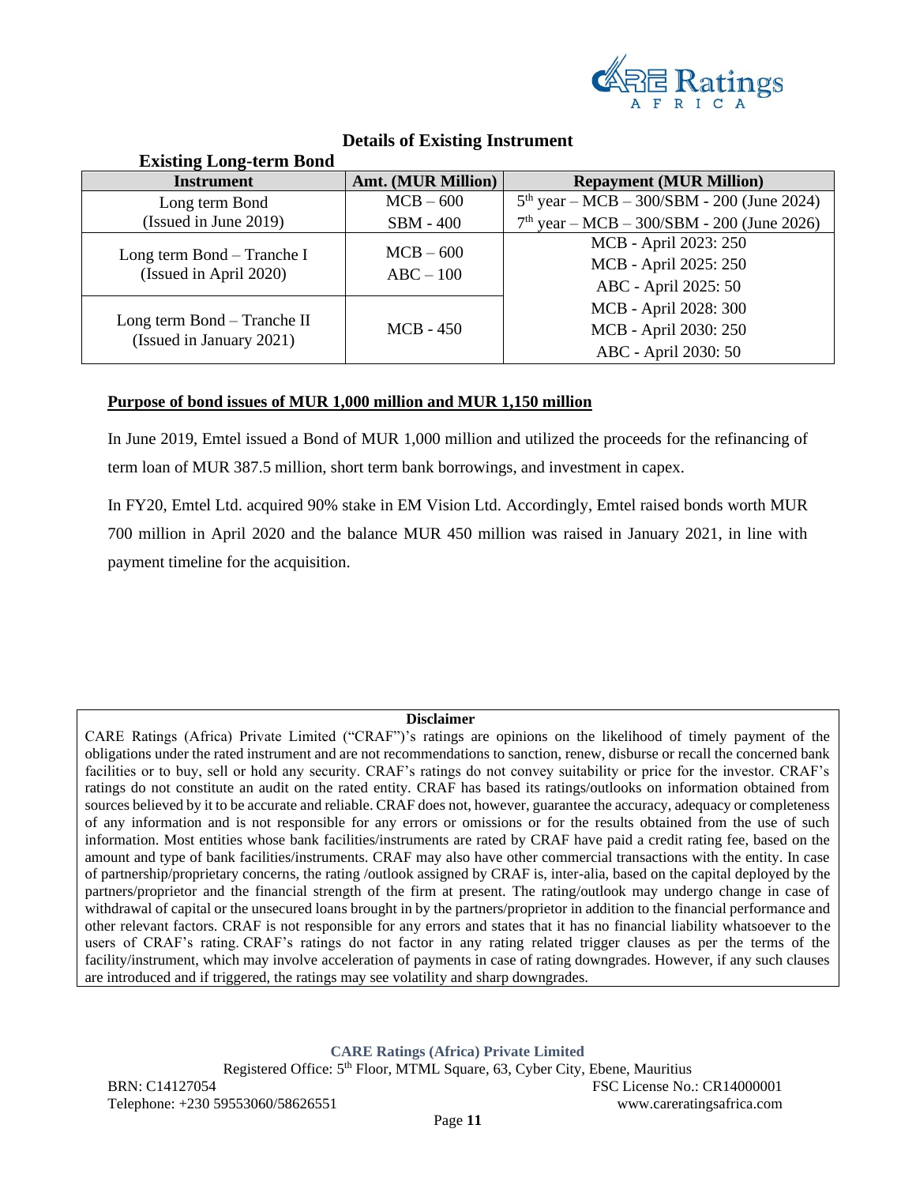## Details of Existing Instrument

### Existing Long-term Bond

| Instrument | Amt. (MUR Million) | Repayment (MUR Million) |
|---|---|---|
| Long term Bond (Issued in June 2019) | MCB – 600<br>SBM - 400 | 5th year – MCB – 300/SBM - 200 (June 2024)<br>7th year – MCB – 300/SBM - 200 (June 2026) |
| Long term Bond – Tranche I (Issued in April 2020) | MCB – 600<br>ABC – 100 | MCB - April 2023: 250<br>MCB - April 2025: 250<br>ABC - April 2025: 50<br>MCB - April 2028: 300<br>MCB - April 2030: 250<br>ABC - April 2030: 50 |
| Long term Bond – Tranche II (Issued in January 2021) | MCB - 450 | |

**Purpose of bond issues of MUR 1,000 million and MUR 1,150 million**

In June 2019, Emtel issued a Bond of MUR 1,000 million and utilized the proceeds for the refinancing of term loan of MUR 387.5 million, short term bank borrowings, and investment in capex.

In FY20, Emtel Ltd. acquired 90% stake in EM Vision Ltd. Accordingly, Emtel raised bonds worth MUR 700 million in April 2020 and the balance MUR 450 million was raised in January 2021, in line with payment timeline for the acquisition.

**Disclaimer**

CARE Ratings (Africa) Private Limited ("CRAF")'s ratings are opinions on the likelihood of timely payment of the obligations under the rated instrument and are not recommendations to sanction, renew, disburse or recall the concerned bank facilities or to buy, sell or hold any security. CRAF's ratings do not convey suitability or price for the investor. CRAF's ratings do not constitute an audit on the rated entity. CRAF has based its ratings/outlooks on information obtained from sources believed by it to be accurate and reliable. CRAF does not, however, guarantee the accuracy, adequacy or completeness of any information and is not responsible for any errors or omissions or for the results obtained from the use of such information. Most entities whose bank facilities/instruments are rated by CRAF have paid a credit rating fee, based on the amount and type of bank facilities/instruments. CRAF may also have other commercial transactions with the entity. In case of partnership/proprietary concerns, the rating /outlook assigned by CRAF is, inter-alia, based on the capital deployed by the partners/proprietor and the financial strength of the firm at present. The rating/outlook may undergo change in case of withdrawal of capital or the unsecured loans brought in by the partners/proprietor in addition to the financial performance and other relevant factors. CRAF is not responsible for any errors and states that it has no financial liability whatsoever to the users of CRAF's rating. CRAF's ratings do not factor in any rating related trigger clauses as per the terms of the facility/instrument, which may involve acceleration of payments in case of rating downgrades. However, if any such clauses are introduced and if triggered, the ratings may see volatility and sharp downgrades.

**CARE Ratings (Africa) Private Limited**
Registered Office: 5th Floor, MTML Square, 63, Cyber City, Ebene, Mauritius
BRN: C14127054 FSC License No.: CR14000001
Telephone: +230 59553060/58626551 www.careratingsafrica.com